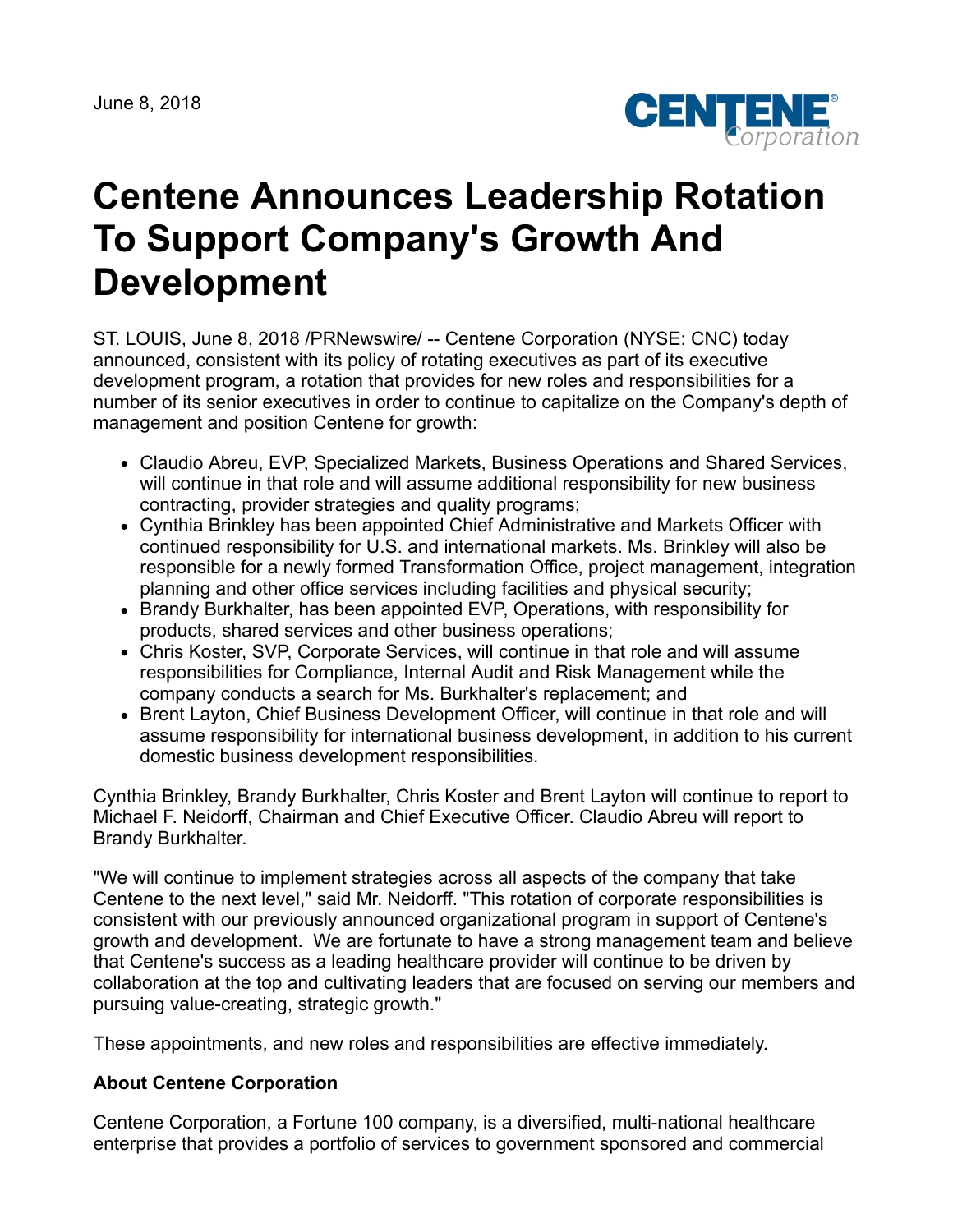June 8, 2018

# Centene Announces Leadership Rotation To Support Company's Growth And Development

ST. LOUIS, June 8, 2018 /PRNewswire/ -- Centene Corporation (NYSE: CNC) today announced, consistent with its policy of rotating executives as part of its executive development program, a rotation that provides for new roles and responsibilities for a number of its senior executives in order to continue to capitalize on the Company's depth of management and position Centene for growth:

- Claudio Abreu, EVP, Specialized Markets, Business Operations and Shared Services, will continue in that role and will assume additional responsibility for new business contracting, provider strategies and quality programs;
- Cynthia Brinkley has been appointed Chief Administrative and Markets Officer with continued responsibility for U.S. and international markets. Ms. Brinkley will also be responsible for a newly formed Transformation Office, project management, integration planning and other office services including facilities and physical security;
- Brandy Burkhalter, has been appointed EVP, Operations, with responsibility for products, shared services and other business operations;
- Chris Koster, SVP, Corporate Services, will continue in that role and will assume responsibilities for Compliance, Internal Audit and Risk Management while the company conducts a search for Ms. Burkhalter's replacement; and
- Brent Layton, Chief Business Development Officer, will continue in that role and will assume responsibility for international business development, in addition to his current domestic business development responsibilities.

Cynthia Brinkley, Brandy Burkhalter, Chris Koster and Brent Layton will continue to report to Michael F. Neidorff, Chairman and Chief Executive Officer. Claudio Abreu will report to Brandy Burkhalter.

"We will continue to implement strategies across all aspects of the company that take Centene to the next level," said Mr. Neidorff. "This rotation of corporate responsibilities is consistent with our previously announced organizational program in support of Centene's growth and development. We are fortunate to have a strong management team and believe that Centene's success as a leading healthcare provider will continue to be driven by collaboration at the top and cultivating leaders that are focused on serving our members and pursuing value-creating, strategic growth."

These appointments, and new roles and responsibilities are effective immediately.

### About Centene Corporation

Centene Corporation, a Fortune 100 company, is a diversified, multi-national healthcare enterprise that provides a portfolio of services to government sponsored and commercial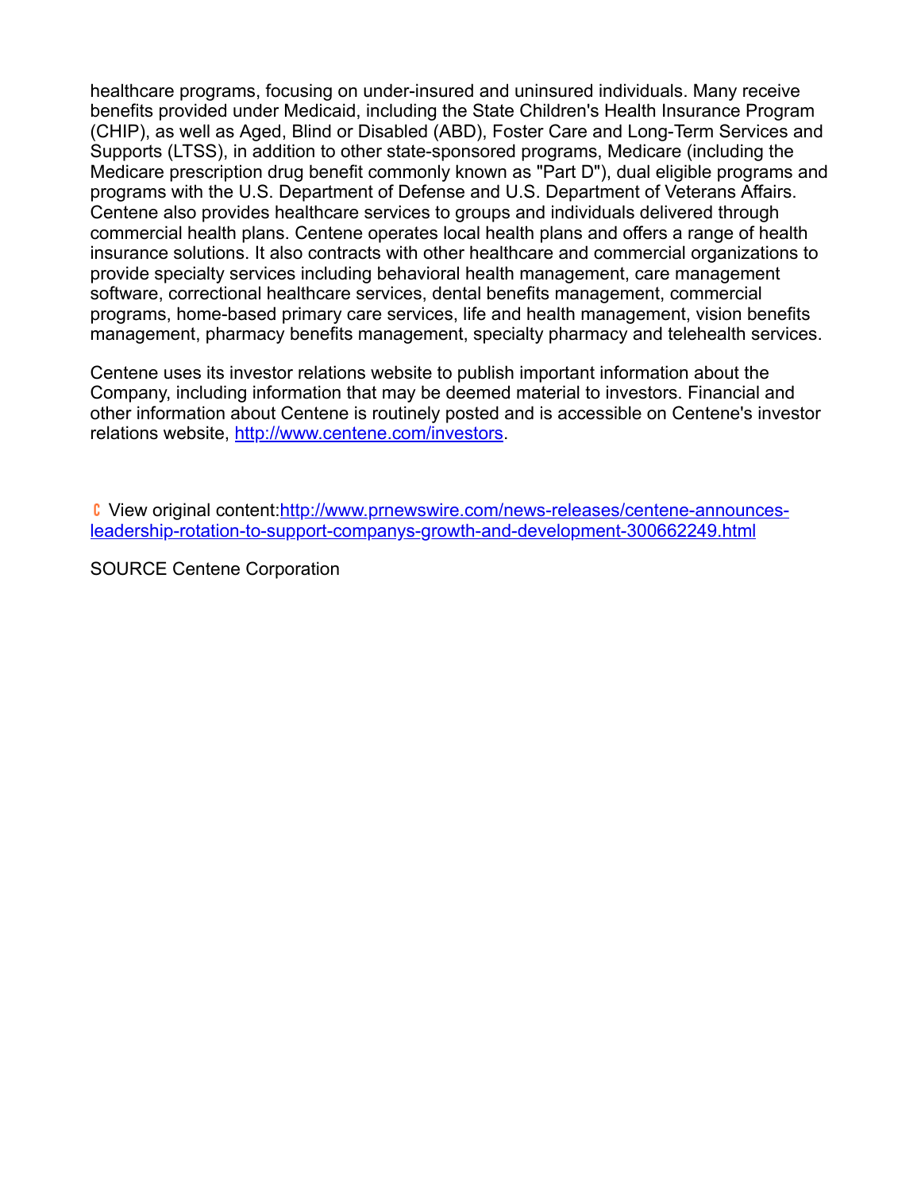healthcare programs, focusing on under-insured and uninsured individuals. Many receive benefits provided under Medicaid, including the State Children's Health Insurance Program (CHIP), as well as Aged, Blind or Disabled (ABD), Foster Care and Long-Term Services and Supports (LTSS), in addition to other state-sponsored programs, Medicare (including the Medicare prescription drug benefit commonly known as "Part D"), dual eligible programs and programs with the U.S. Department of Defense and U.S. Department of Veterans Affairs. Centene also provides healthcare services to groups and individuals delivered through commercial health plans. Centene operates local health plans and offers a range of health insurance solutions. It also contracts with other healthcare and commercial organizations to provide specialty services including behavioral health management, care management software, correctional healthcare services, dental benefits management, commercial programs, home-based primary care services, life and health management, vision benefits management, pharmacy benefits management, specialty pharmacy and telehealth services.

Centene uses its investor relations website to publish important information about the Company, including information that may be deemed material to investors. Financial and other information about Centene is routinely posted and is accessible on Centene's investor relations website, [http://www.centene.com/investors](http://www.centene.com/investors).

View original content:[http://www.prnewswire.com/news-releases/centene-announces-leadership-rotation-to-support-companys-growth-and-development-300662249.html](http://www.prnewswire.com/news-releases/centene-announces-leadership-rotation-to-support-companys-growth-and-development-300662249.html)

SOURCE Centene Corporation